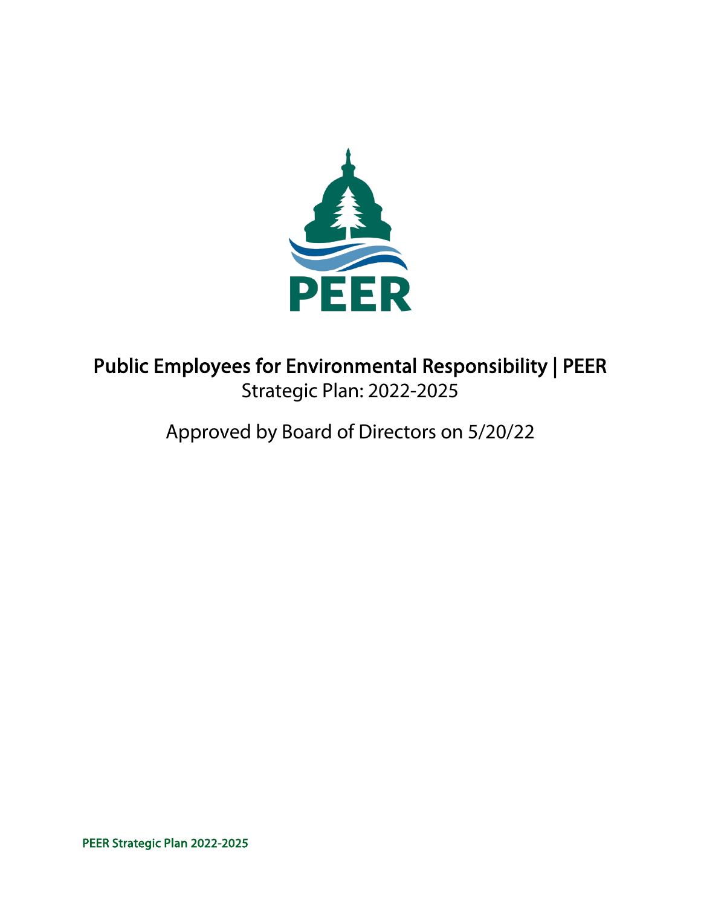# Public Employees for Environmental Responsibility | PEER

Strategic Plan: 2022-2025

Approved by Board of Directors on 5/20/22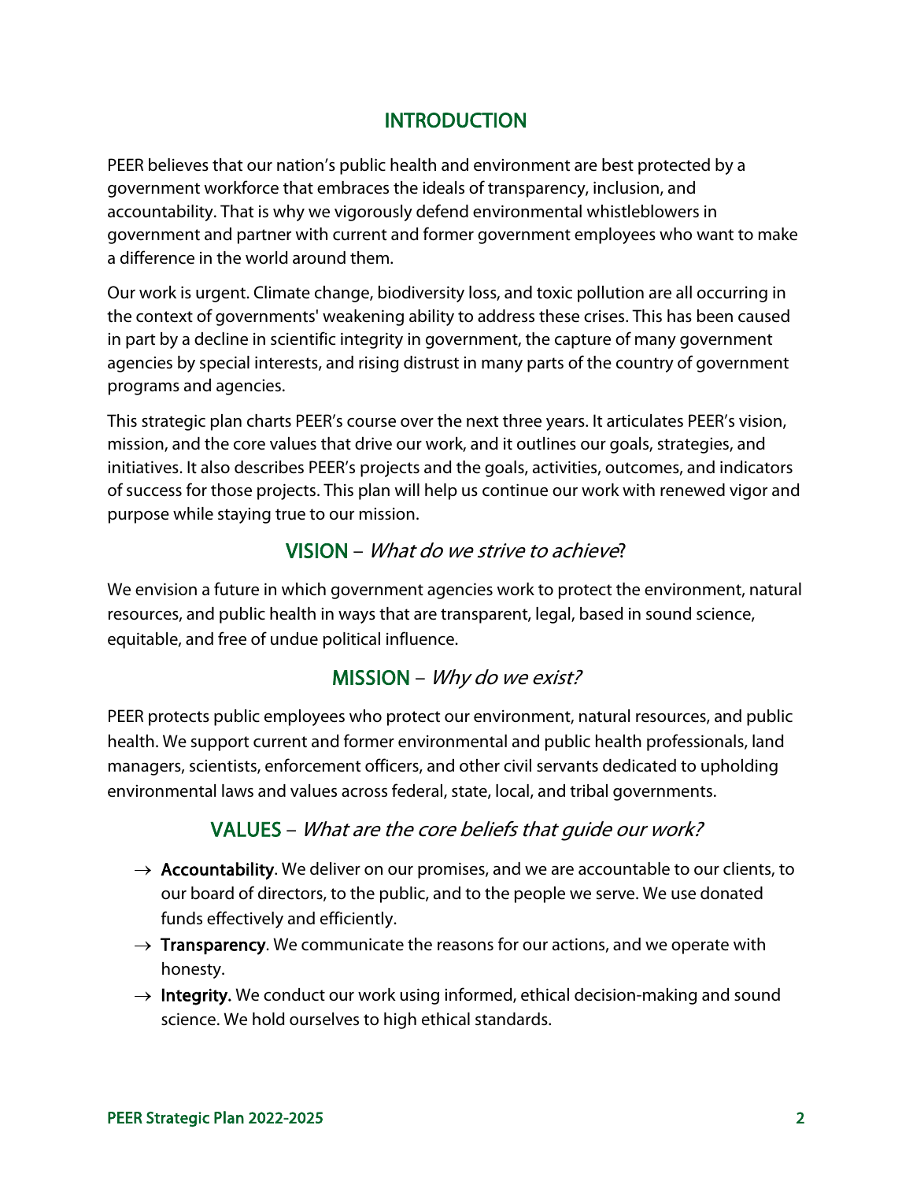## INTRODUCTION

PEER believes that our nation's public health and environment are best protected by a government workforce that embraces the ideals of transparency, inclusion, and accountability. That is why we vigorously defend environmental whistleblowers in government and partner with current and former government employees who want to make a difference in the world around them.

Our work is urgent. Climate change, biodiversity loss, and toxic pollution are all occurring in the context of governments' weakening ability to address these crises. This has been caused in part by a decline in scientific integrity in government, the capture of many government agencies by special interests, and rising distrust in many parts of the country of government programs and agencies.

This strategic plan charts PEER's course over the next three years. It articulates PEER's vision, mission, and the core values that drive our work, and it outlines our goals, strategies, and initiatives. It also describes PEER's projects and the goals, activities, outcomes, and indicators of success for those projects. This plan will help us continue our work with renewed vigor and purpose while staying true to our mission.

## VISION – *What do we strive to achieve*?

We envision a future in which government agencies work to protect the environment, natural resources, and public health in ways that are transparent, legal, based in sound science, equitable, and free of undue political influence.

## MISSION – *Why do we exist?*

PEER protects public employees who protect our environment, natural resources, and public health. We support current and former environmental and public health professionals, land managers, scientists, enforcement officers, and other civil servants dedicated to upholding environmental laws and values across federal, state, local, and tribal governments.

## VALUES – *What are the core beliefs that guide our work?*

- → **Accountability**. We deliver on our promises, and we are accountable to our clients, to our board of directors, to the public, and to the people we serve. We use donated funds effectively and efficiently.
- → **Transparency**. We communicate the reasons for our actions, and we operate with honesty.
- → **Integrity.** We conduct our work using informed, ethical decision-making and sound science. We hold ourselves to high ethical standards.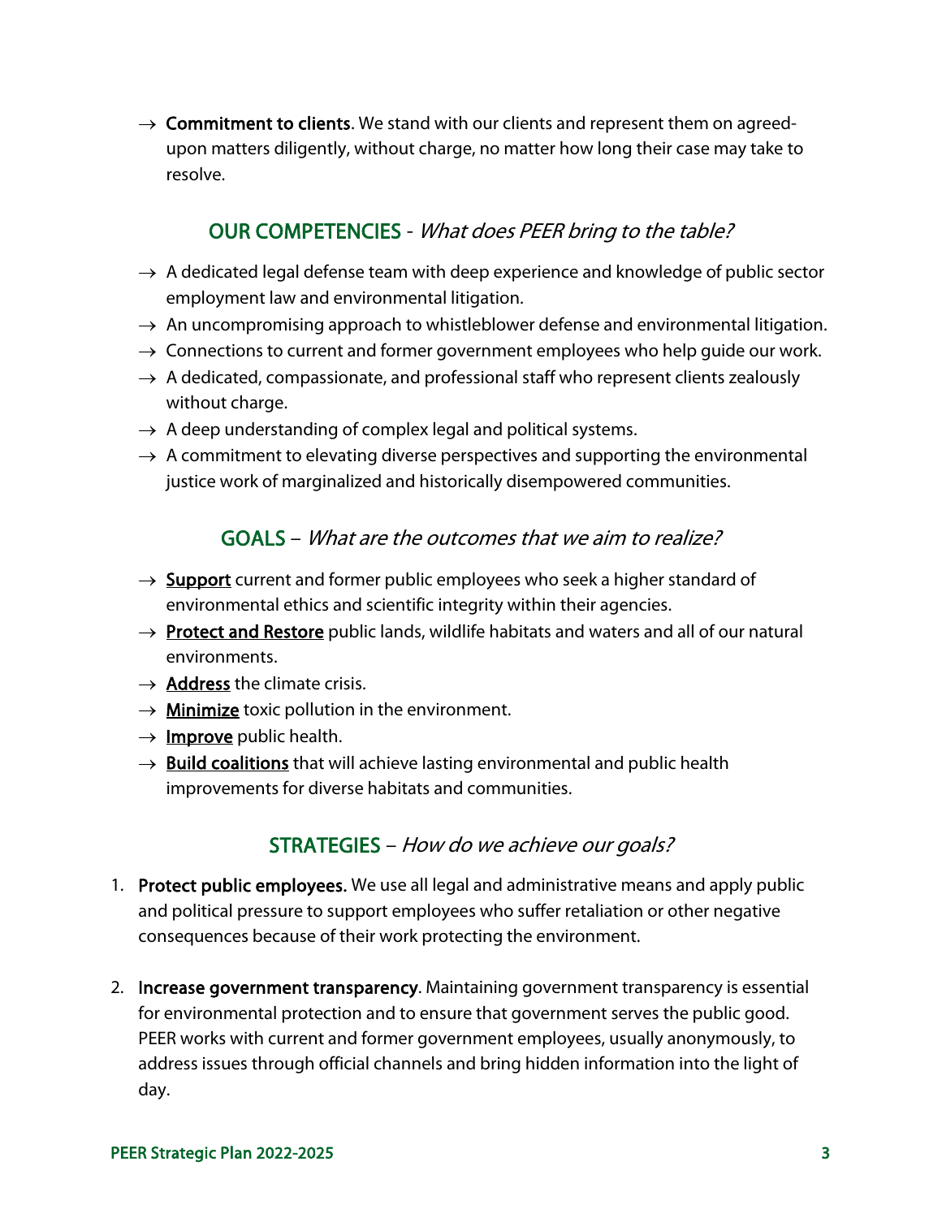→ **Commitment to clients**. We stand with our clients and represent them on agreed-upon matters diligently, without charge, no matter how long their case may take to resolve.

## OUR COMPETENCIES - *What does PEER bring to the table?*

→ A dedicated legal defense team with deep experience and knowledge of public sector employment law and environmental litigation.

→ An uncompromising approach to whistleblower defense and environmental litigation.

→ Connections to current and former government employees who help guide our work.

→ A dedicated, compassionate, and professional staff who represent clients zealously without charge.

→ A deep understanding of complex legal and political systems.

→ A commitment to elevating diverse perspectives and supporting the environmental justice work of marginalized and historically disempowered communities.

## GOALS – *What are the outcomes that we aim to realize?*

→ **Support** current and former public employees who seek a higher standard of environmental ethics and scientific integrity within their agencies.

→ **Protect and Restore** public lands, wildlife habitats and waters and all of our natural environments.

→ **Address** the climate crisis.

→ **Minimize** toxic pollution in the environment.

→ **Improve** public health.

→ **Build coalitions** that will achieve lasting environmental and public health improvements for diverse habitats and communities.

## STRATEGIES – *How do we achieve our goals?*

1. **Protect public employees.** We use all legal and administrative means and apply public and political pressure to support employees who suffer retaliation or other negative consequences because of their work protecting the environment.

2. **Increase government transparency**. Maintaining government transparency is essential for environmental protection and to ensure that government serves the public good. PEER works with current and former government employees, usually anonymously, to address issues through official channels and bring hidden information into the light of day.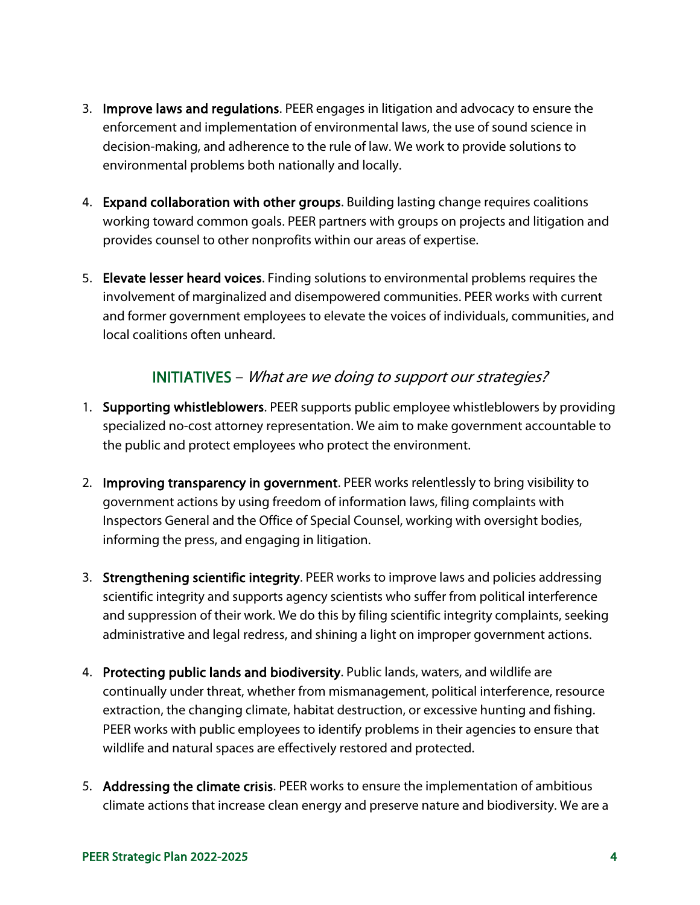3. **Improve laws and regulations**. PEER engages in litigation and advocacy to ensure the enforcement and implementation of environmental laws, the use of sound science in decision-making, and adherence to the rule of law. We work to provide solutions to environmental problems both nationally and locally.

4. **Expand collaboration with other groups**. Building lasting change requires coalitions working toward common goals. PEER partners with groups on projects and litigation and provides counsel to other nonprofits within our areas of expertise.

5. **Elevate lesser heard voices**. Finding solutions to environmental problems requires the involvement of marginalized and disempowered communities. PEER works with current and former government employees to elevate the voices of individuals, communities, and local coalitions often unheard.

## INITIATIVES – *What are we doing to support our strategies?*

1. **Supporting whistleblowers**. PEER supports public employee whistleblowers by providing specialized no-cost attorney representation. We aim to make government accountable to the public and protect employees who protect the environment.

2. **Improving transparency in government**. PEER works relentlessly to bring visibility to government actions by using freedom of information laws, filing complaints with Inspectors General and the Office of Special Counsel, working with oversight bodies, informing the press, and engaging in litigation.

3. **Strengthening scientific integrity**. PEER works to improve laws and policies addressing scientific integrity and supports agency scientists who suffer from political interference and suppression of their work. We do this by filing scientific integrity complaints, seeking administrative and legal redress, and shining a light on improper government actions.

4. **Protecting public lands and biodiversity**. Public lands, waters, and wildlife are continually under threat, whether from mismanagement, political interference, resource extraction, the changing climate, habitat destruction, or excessive hunting and fishing. PEER works with public employees to identify problems in their agencies to ensure that wildlife and natural spaces are effectively restored and protected.

5. **Addressing the climate crisis**. PEER works to ensure the implementation of ambitious climate actions that increase clean energy and preserve nature and biodiversity. We are a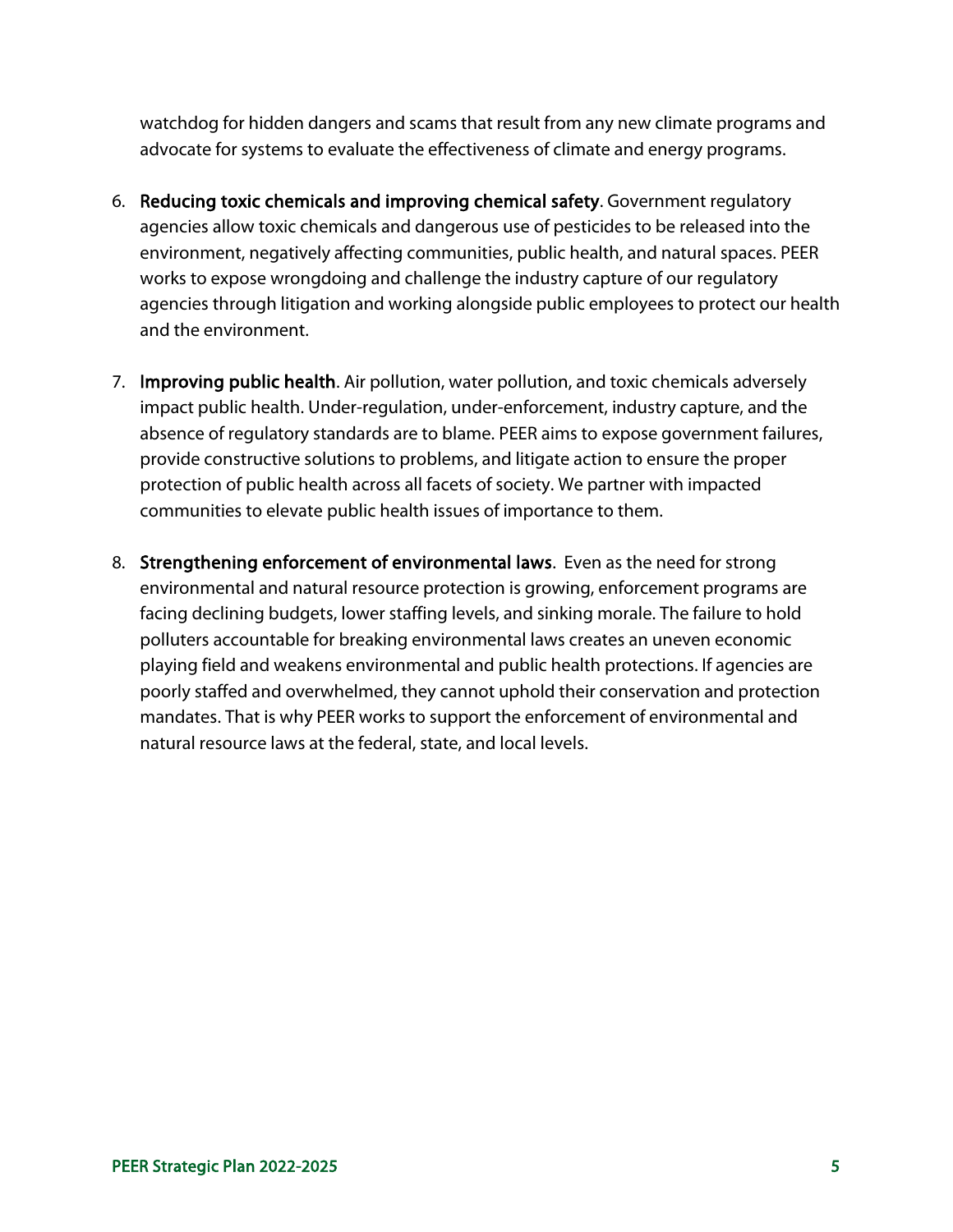watchdog for hidden dangers and scams that result from any new climate programs and advocate for systems to evaluate the effectiveness of climate and energy programs.

6. **Reducing toxic chemicals and improving chemical safety**. Government regulatory agencies allow toxic chemicals and dangerous use of pesticides to be released into the environment, negatively affecting communities, public health, and natural spaces. PEER works to expose wrongdoing and challenge the industry capture of our regulatory agencies through litigation and working alongside public employees to protect our health and the environment.

7. **Improving public health**. Air pollution, water pollution, and toxic chemicals adversely impact public health. Under-regulation, under-enforcement, industry capture, and the absence of regulatory standards are to blame. PEER aims to expose government failures, provide constructive solutions to problems, and litigate action to ensure the proper protection of public health across all facets of society. We partner with impacted communities to elevate public health issues of importance to them.

8. **Strengthening enforcement of environmental laws**. Even as the need for strong environmental and natural resource protection is growing, enforcement programs are facing declining budgets, lower staffing levels, and sinking morale. The failure to hold polluters accountable for breaking environmental laws creates an uneven economic playing field and weakens environmental and public health protections. If agencies are poorly staffed and overwhelmed, they cannot uphold their conservation and protection mandates. That is why PEER works to support the enforcement of environmental and natural resource laws at the federal, state, and local levels.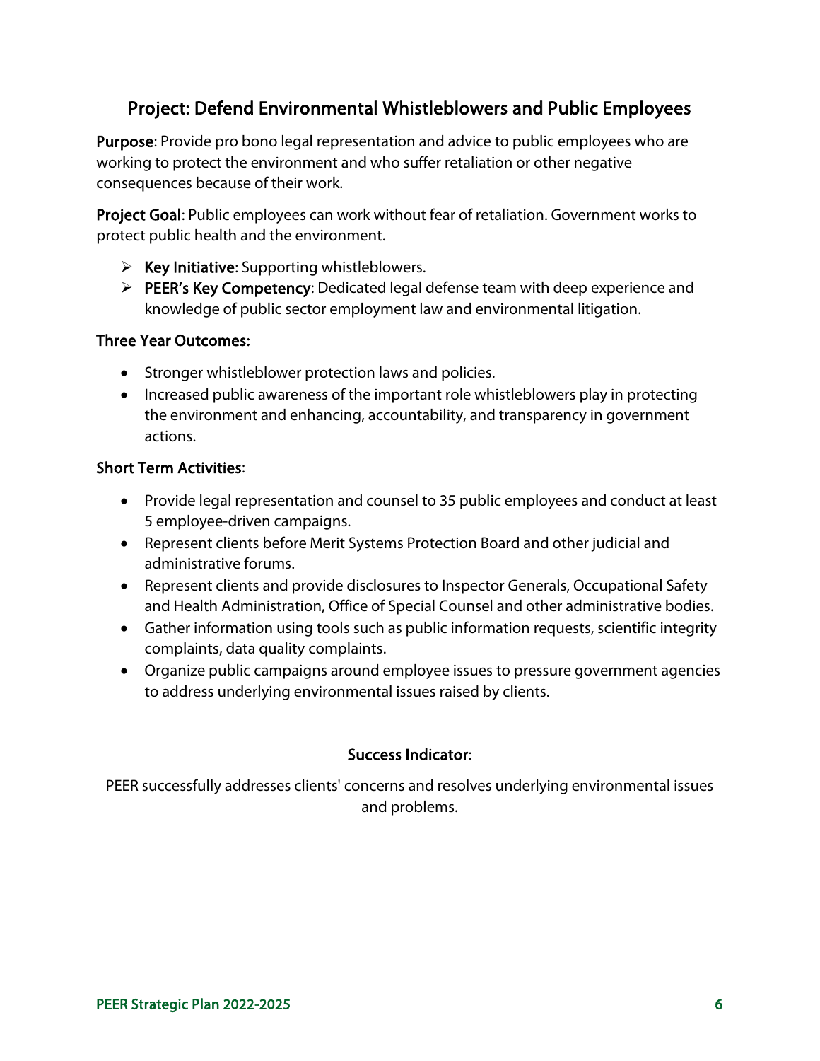## Project: Defend Environmental Whistleblowers and Public Employees

**Purpose**: Provide pro bono legal representation and advice to public employees who are working to protect the environment and who suffer retaliation or other negative consequences because of their work.

**Project Goal**: Public employees can work without fear of retaliation. Government works to protect public health and the environment.

- **Key Initiative**: Supporting whistleblowers.
- **PEER's Key Competency**: Dedicated legal defense team with deep experience and knowledge of public sector employment law and environmental litigation.

**Three Year Outcomes:**

- Stronger whistleblower protection laws and policies.
- Increased public awareness of the important role whistleblowers play in protecting the environment and enhancing, accountability, and transparency in government actions.

**Short Term Activities**:

- Provide legal representation and counsel to 35 public employees and conduct at least 5 employee-driven campaigns.
- Represent clients before Merit Systems Protection Board and other judicial and administrative forums.
- Represent clients and provide disclosures to Inspector Generals, Occupational Safety and Health Administration, Office of Special Counsel and other administrative bodies.
- Gather information using tools such as public information requests, scientific integrity complaints, data quality complaints.
- Organize public campaigns around employee issues to pressure government agencies to address underlying environmental issues raised by clients.

**Success Indicator**:

PEER successfully addresses clients' concerns and resolves underlying environmental issues and problems.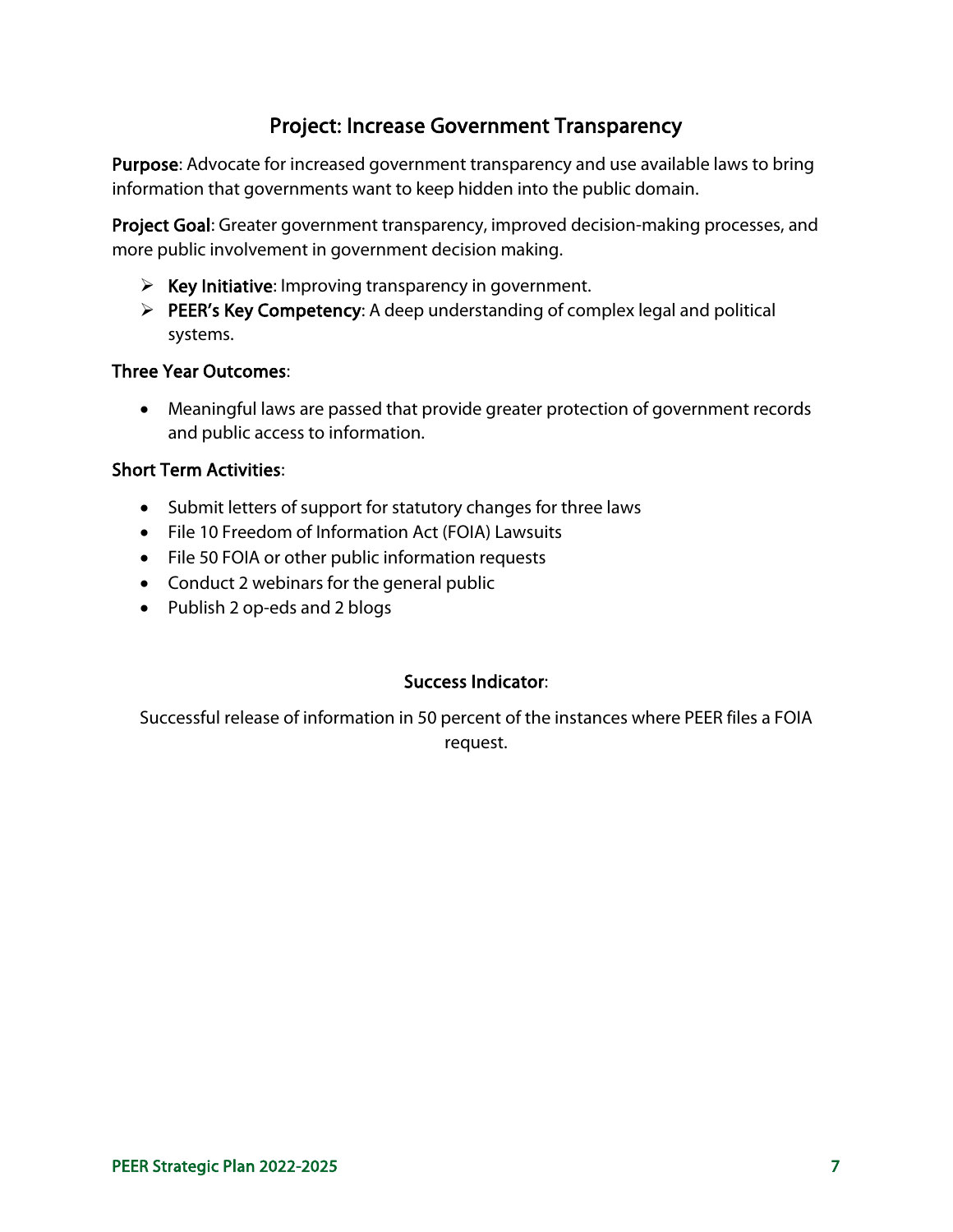## Project: Increase Government Transparency

**Purpose**: Advocate for increased government transparency and use available laws to bring information that governments want to keep hidden into the public domain.

**Project Goal**: Greater government transparency, improved decision-making processes, and more public involvement in government decision making.

- **Key Initiative**: Improving transparency in government.
- **PEER's Key Competency**: A deep understanding of complex legal and political systems.

**Three Year Outcomes**:

- Meaningful laws are passed that provide greater protection of government records and public access to information.

**Short Term Activities**:

- Submit letters of support for statutory changes for three laws
- File 10 Freedom of Information Act (FOIA) Lawsuits
- File 50 FOIA or other public information requests
- Conduct 2 webinars for the general public
- Publish 2 op-eds and 2 blogs

**Success Indicator**:

Successful release of information in 50 percent of the instances where PEER files a FOIA request.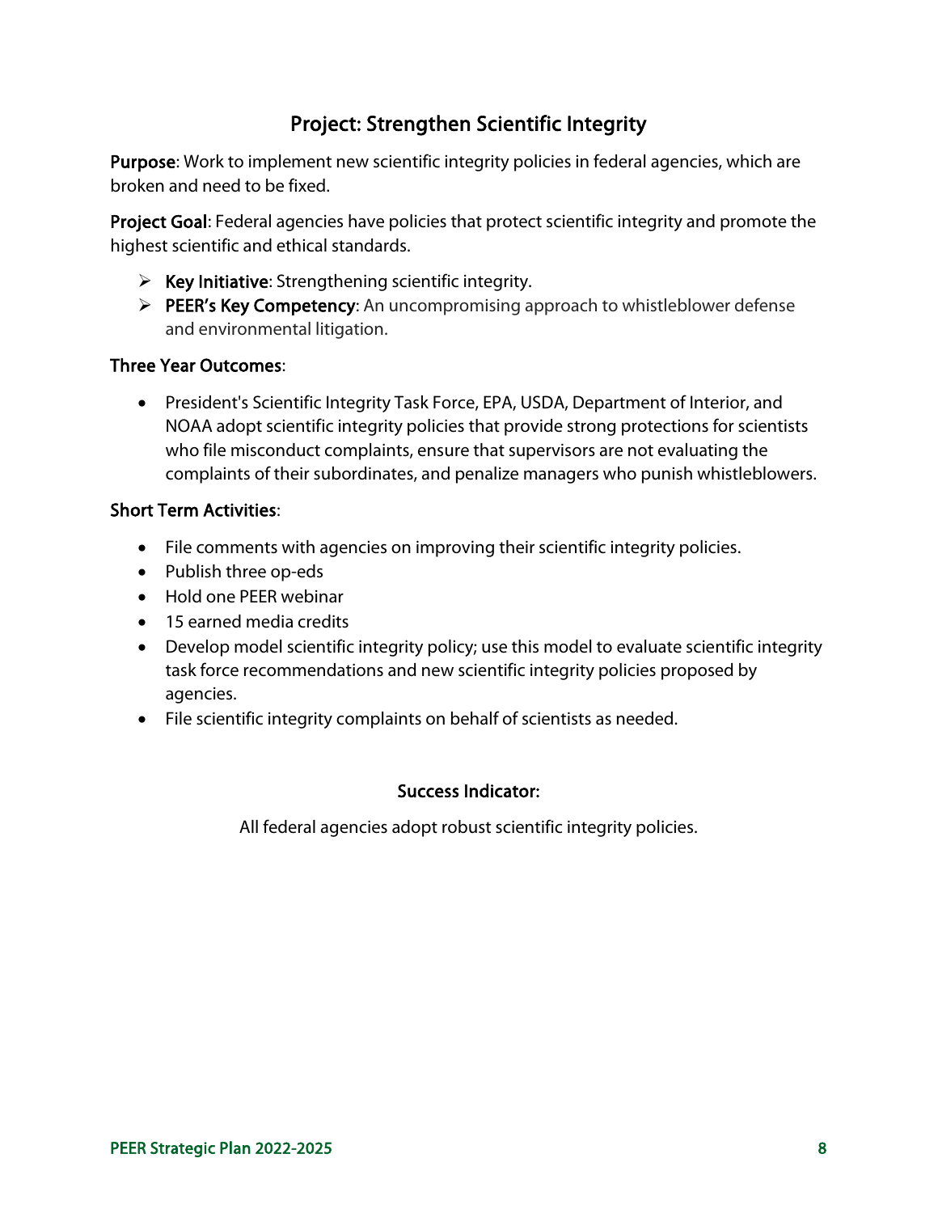## Project: Strengthen Scientific Integrity

**Purpose**: Work to implement new scientific integrity policies in federal agencies, which are broken and need to be fixed.

**Project Goal**: Federal agencies have policies that protect scientific integrity and promote the highest scientific and ethical standards.

- **Key Initiative**: Strengthening scientific integrity.
- **PEER's Key Competency**: An uncompromising approach to whistleblower defense and environmental litigation.

**Three Year Outcomes**:

- President's Scientific Integrity Task Force, EPA, USDA, Department of Interior, and NOAA adopt scientific integrity policies that provide strong protections for scientists who file misconduct complaints, ensure that supervisors are not evaluating the complaints of their subordinates, and penalize managers who punish whistleblowers.

**Short Term Activities**:

- File comments with agencies on improving their scientific integrity policies.
- Publish three op-eds
- Hold one PEER webinar
- 15 earned media credits
- Develop model scientific integrity policy; use this model to evaluate scientific integrity task force recommendations and new scientific integrity policies proposed by agencies.
- File scientific integrity complaints on behalf of scientists as needed.

**Success Indicator:**

All federal agencies adopt robust scientific integrity policies.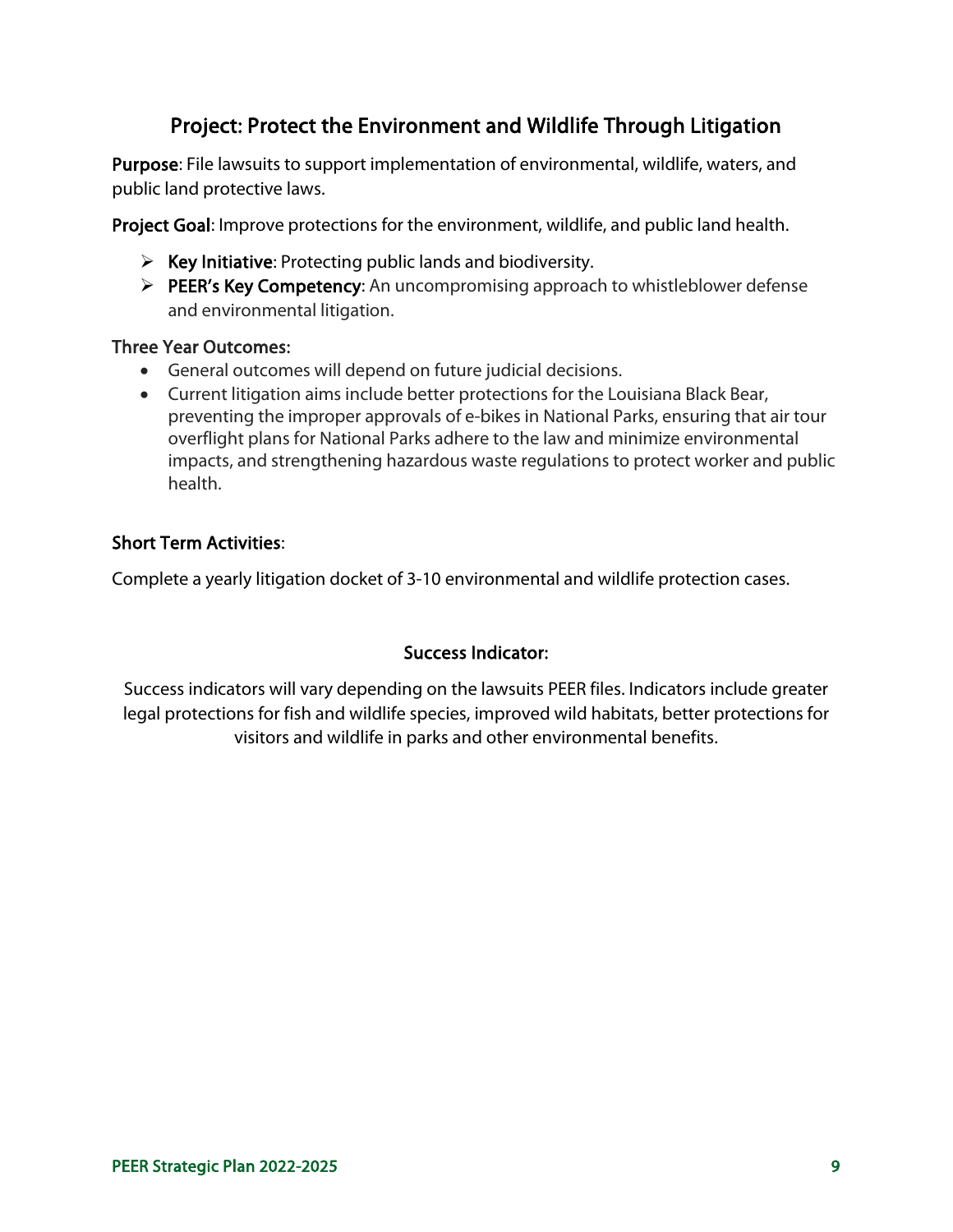## Project: Protect the Environment and Wildlife Through Litigation

**Purpose**: File lawsuits to support implementation of environmental, wildlife, waters, and public land protective laws.

**Project Goal**: Improve protections for the environment, wildlife, and public land health.

- **Key Initiative**: Protecting public lands and biodiversity.
- **PEER's Key Competency**: An uncompromising approach to whistleblower defense and environmental litigation.

**Three Year Outcomes:**

- General outcomes will depend on future judicial decisions.
- Current litigation aims include better protections for the Louisiana Black Bear, preventing the improper approvals of e-bikes in National Parks, ensuring that air tour overflight plans for National Parks adhere to the law and minimize environmental impacts, and strengthening hazardous waste regulations to protect worker and public health.

**Short Term Activities**:

Complete a yearly litigation docket of 3-10 environmental and wildlife protection cases.

**Success Indicator:**

Success indicators will vary depending on the lawsuits PEER files. Indicators include greater legal protections for fish and wildlife species, improved wild habitats, better protections for visitors and wildlife in parks and other environmental benefits.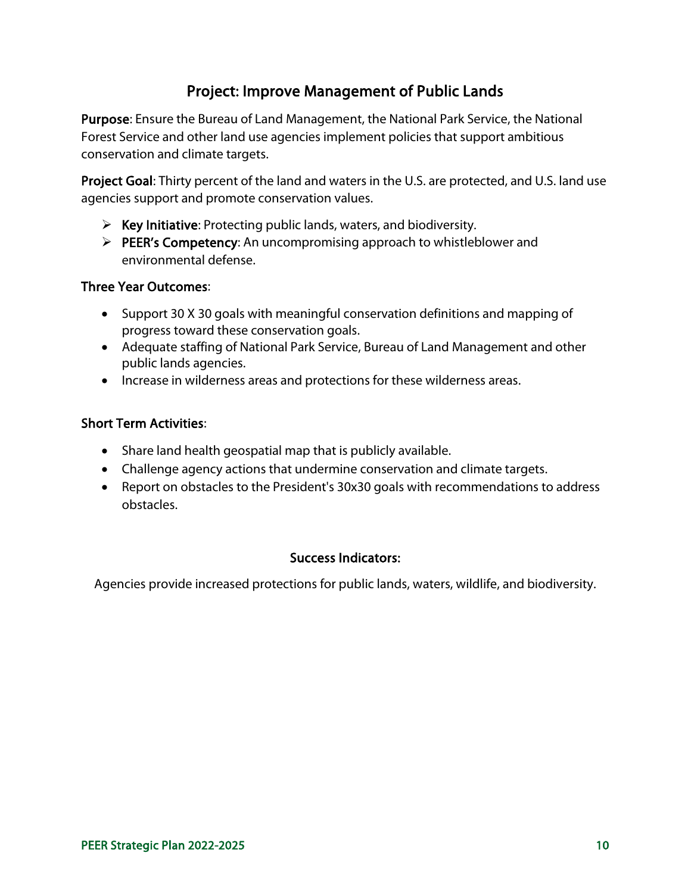## Project: Improve Management of Public Lands

**Purpose**: Ensure the Bureau of Land Management, the National Park Service, the National Forest Service and other land use agencies implement policies that support ambitious conservation and climate targets.

**Project Goal**: Thirty percent of the land and waters in the U.S. are protected, and U.S. land use agencies support and promote conservation values.

- **Key Initiative**: Protecting public lands, waters, and biodiversity.
- **PEER's Competency**: An uncompromising approach to whistleblower and environmental defense.

**Three Year Outcomes**:

- Support 30 X 30 goals with meaningful conservation definitions and mapping of progress toward these conservation goals.
- Adequate staffing of National Park Service, Bureau of Land Management and other public lands agencies.
- Increase in wilderness areas and protections for these wilderness areas.

**Short Term Activities**:

- Share land health geospatial map that is publicly available.
- Challenge agency actions that undermine conservation and climate targets.
- Report on obstacles to the President's 30x30 goals with recommendations to address obstacles.

**Success Indicators:**

Agencies provide increased protections for public lands, waters, wildlife, and biodiversity.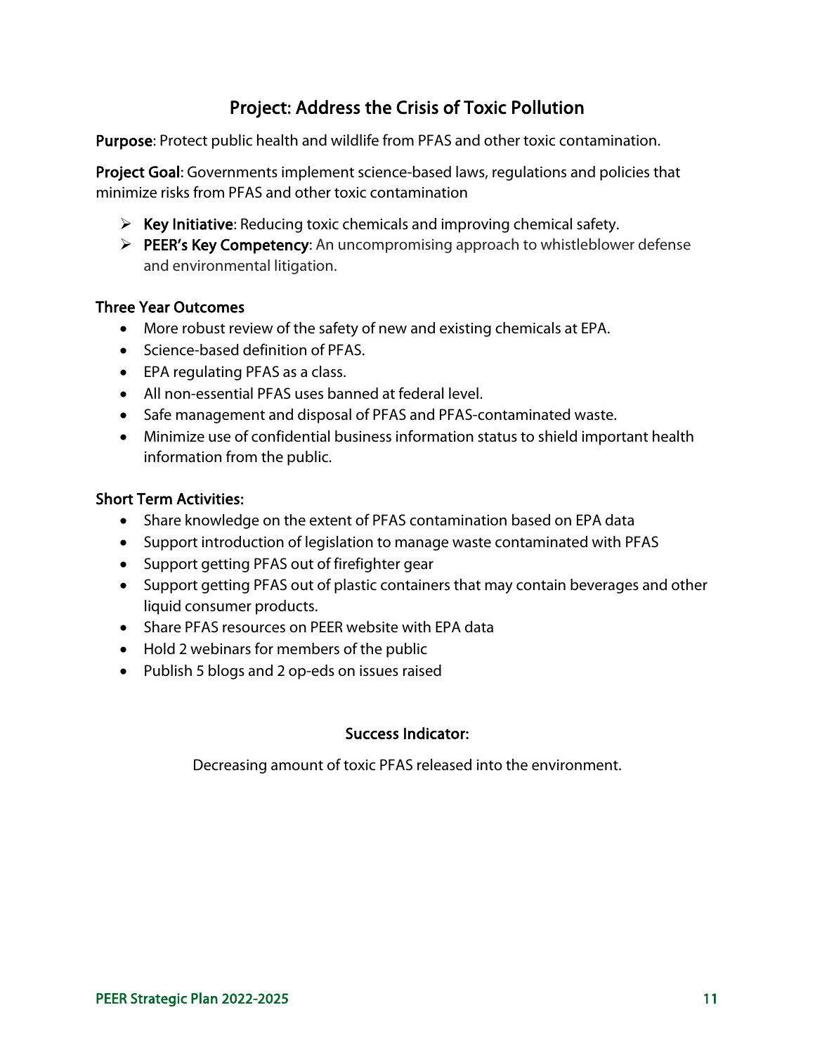## Project: Address the Crisis of Toxic Pollution

**Purpose**: Protect public health and wildlife from PFAS and other toxic contamination.

**Project Goal**: Governments implement science-based laws, regulations and policies that minimize risks from PFAS and other toxic contamination

- **Key Initiative**: Reducing toxic chemicals and improving chemical safety.
- **PEER's Key Competency**: An uncompromising approach to whistleblower defense and environmental litigation.

### Three Year Outcomes

- More robust review of the safety of new and existing chemicals at EPA.
- Science-based definition of PFAS.
- EPA regulating PFAS as a class.
- All non-essential PFAS uses banned at federal level.
- Safe management and disposal of PFAS and PFAS-contaminated waste.
- Minimize use of confidential business information status to shield important health information from the public.

### Short Term Activities:

- Share knowledge on the extent of PFAS contamination based on EPA data
- Support introduction of legislation to manage waste contaminated with PFAS
- Support getting PFAS out of firefighter gear
- Support getting PFAS out of plastic containers that may contain beverages and other liquid consumer products.
- Share PFAS resources on PEER website with EPA data
- Hold 2 webinars for members of the public
- Publish 5 blogs and 2 op-eds on issues raised

**Success Indicator:**

Decreasing amount of toxic PFAS released into the environment.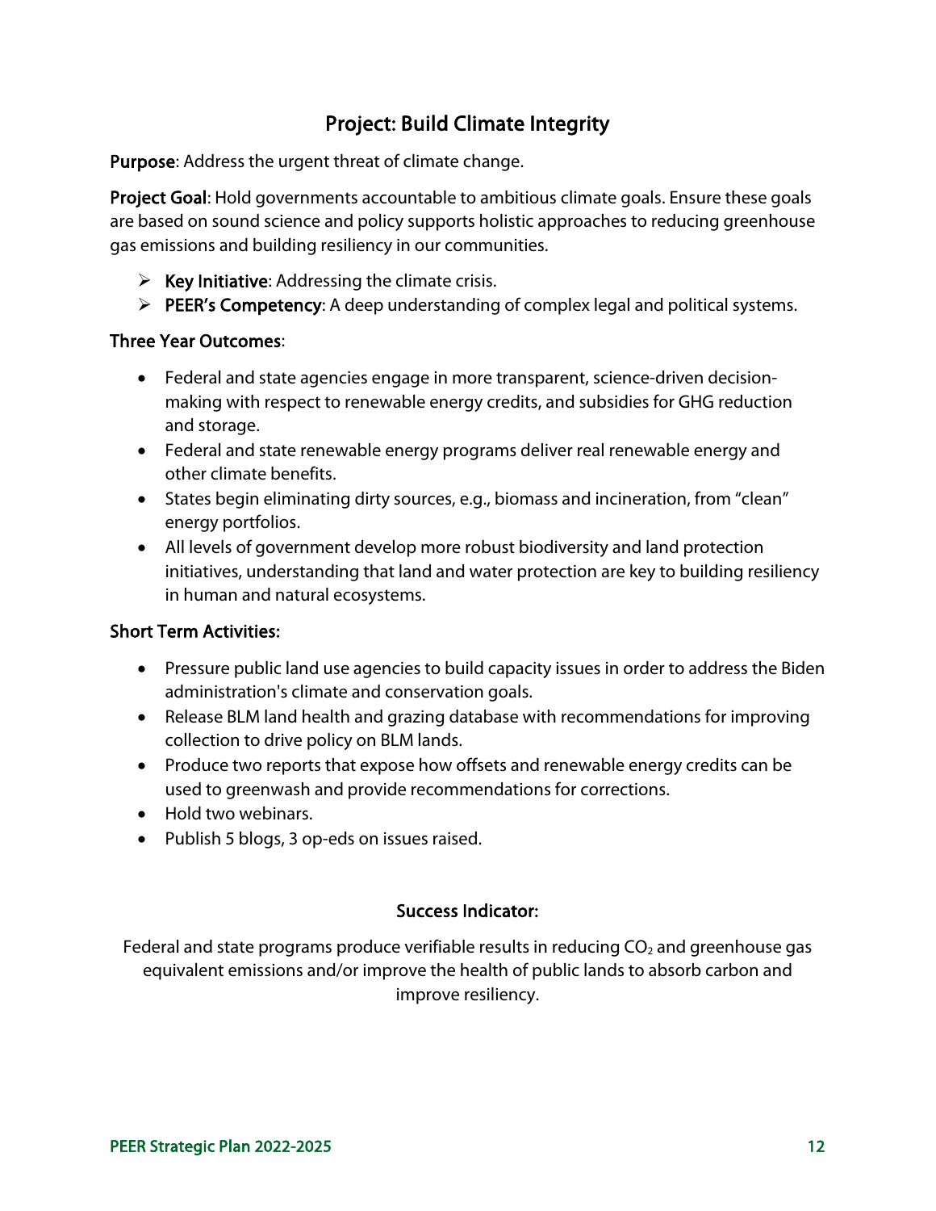## Project: Build Climate Integrity

**Purpose**: Address the urgent threat of climate change.

**Project Goal**: Hold governments accountable to ambitious climate goals. Ensure these goals are based on sound science and policy supports holistic approaches to reducing greenhouse gas emissions and building resiliency in our communities.

- **Key Initiative**: Addressing the climate crisis.
- **PEER's Competency**: A deep understanding of complex legal and political systems.

**Three Year Outcomes**:

- Federal and state agencies engage in more transparent, science-driven decision-making with respect to renewable energy credits, and subsidies for GHG reduction and storage.
- Federal and state renewable energy programs deliver real renewable energy and other climate benefits.
- States begin eliminating dirty sources, e.g., biomass and incineration, from "clean" energy portfolios.
- All levels of government develop more robust biodiversity and land protection initiatives, understanding that land and water protection are key to building resiliency in human and natural ecosystems.

**Short Term Activities**:

- Pressure public land use agencies to build capacity issues in order to address the Biden administration's climate and conservation goals.
- Release BLM land health and grazing database with recommendations for improving collection to drive policy on BLM lands.
- Produce two reports that expose how offsets and renewable energy credits can be used to greenwash and provide recommendations for corrections.
- Hold two webinars.
- Publish 5 blogs, 3 op-eds on issues raised.

**Success Indicator:**

Federal and state programs produce verifiable results in reducing $CO_2$ and greenhouse gas equivalent emissions and/or improve the health of public lands to absorb carbon and improve resiliency.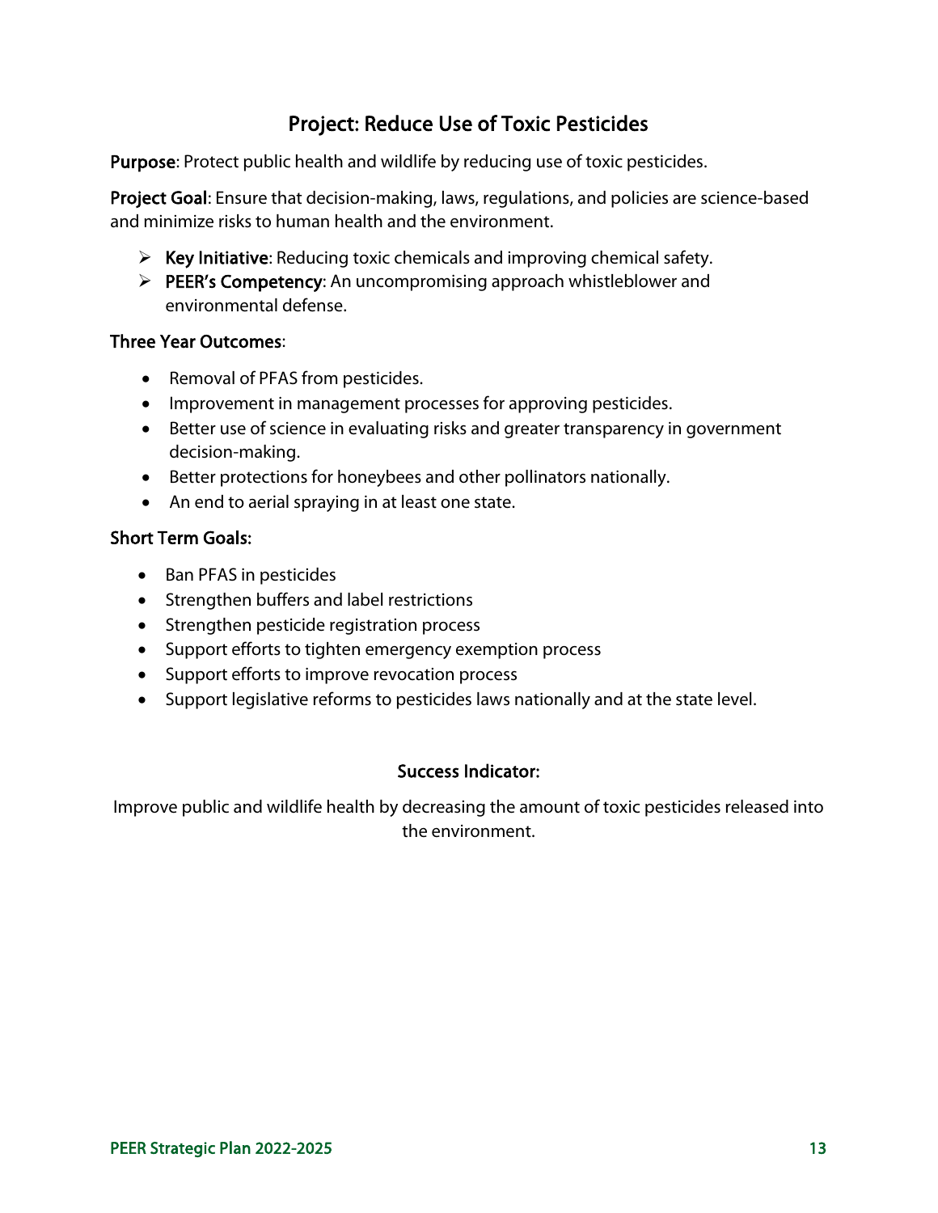## Project: Reduce Use of Toxic Pesticides

**Purpose**: Protect public health and wildlife by reducing use of toxic pesticides.

**Project Goal**: Ensure that decision-making, laws, regulations, and policies are science-based and minimize risks to human health and the environment.

- **Key Initiative**: Reducing toxic chemicals and improving chemical safety.
- **PEER's Competency**: An uncompromising approach whistleblower and environmental defense.

**Three Year Outcomes**:

- Removal of PFAS from pesticides.
- Improvement in management processes for approving pesticides.
- Better use of science in evaluating risks and greater transparency in government decision-making.
- Better protections for honeybees and other pollinators nationally.
- An end to aerial spraying in at least one state.

**Short Term Goals:**

- Ban PFAS in pesticides
- Strengthen buffers and label restrictions
- Strengthen pesticide registration process
- Support efforts to tighten emergency exemption process
- Support efforts to improve revocation process
- Support legislative reforms to pesticides laws nationally and at the state level.

**Success Indicator:**

Improve public and wildlife health by decreasing the amount of toxic pesticides released into the environment.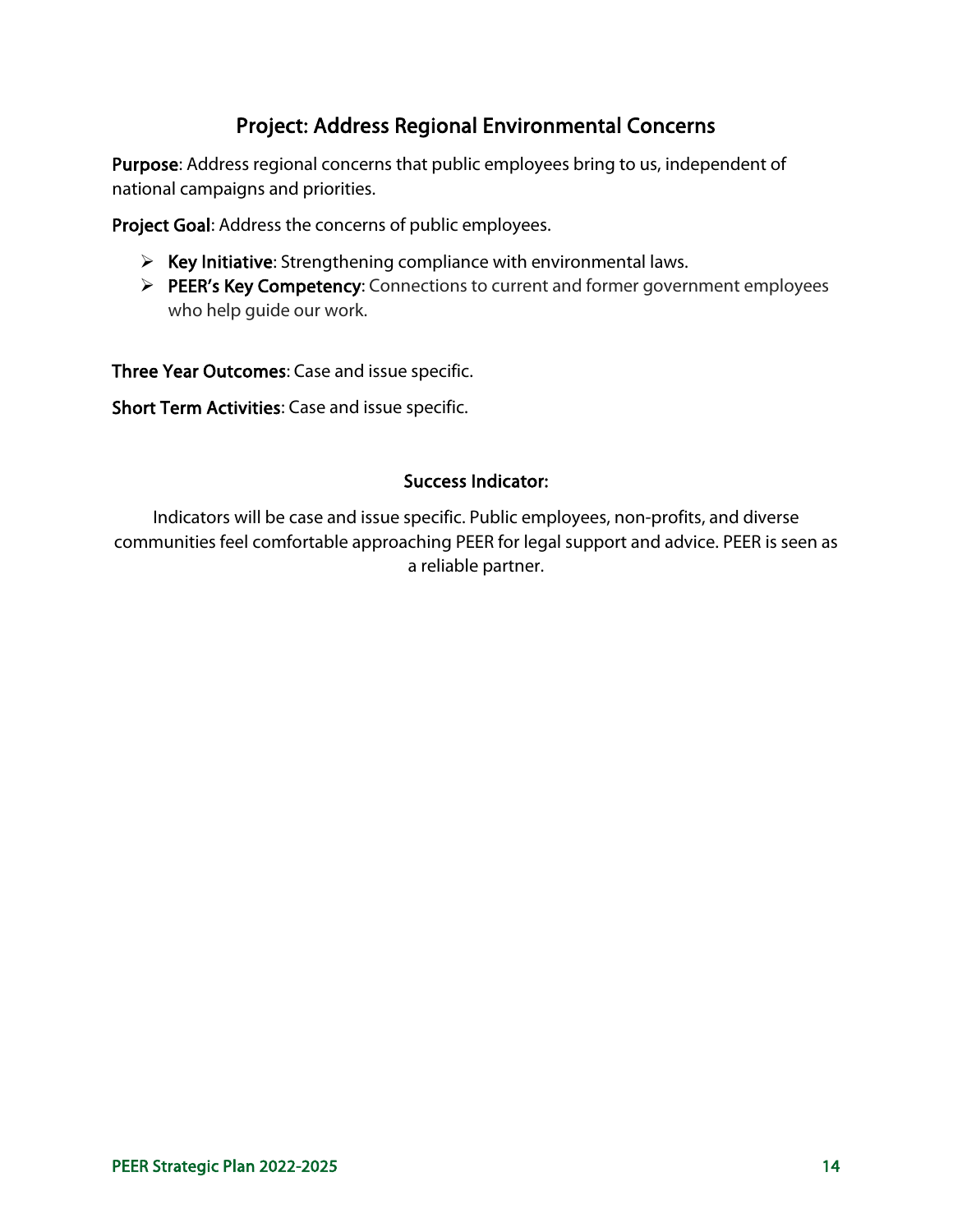## Project: Address Regional Environmental Concerns

**Purpose**: Address regional concerns that public employees bring to us, independent of national campaigns and priorities.

**Project Goal**: Address the concerns of public employees.

- **Key Initiative**: Strengthening compliance with environmental laws.
- **PEER's Key Competency**: Connections to current and former government employees who help guide our work.

**Three Year Outcomes**: Case and issue specific.

**Short Term Activities**: Case and issue specific.

### Success Indicator:

Indicators will be case and issue specific. Public employees, non-profits, and diverse communities feel comfortable approaching PEER for legal support and advice. PEER is seen as a reliable partner.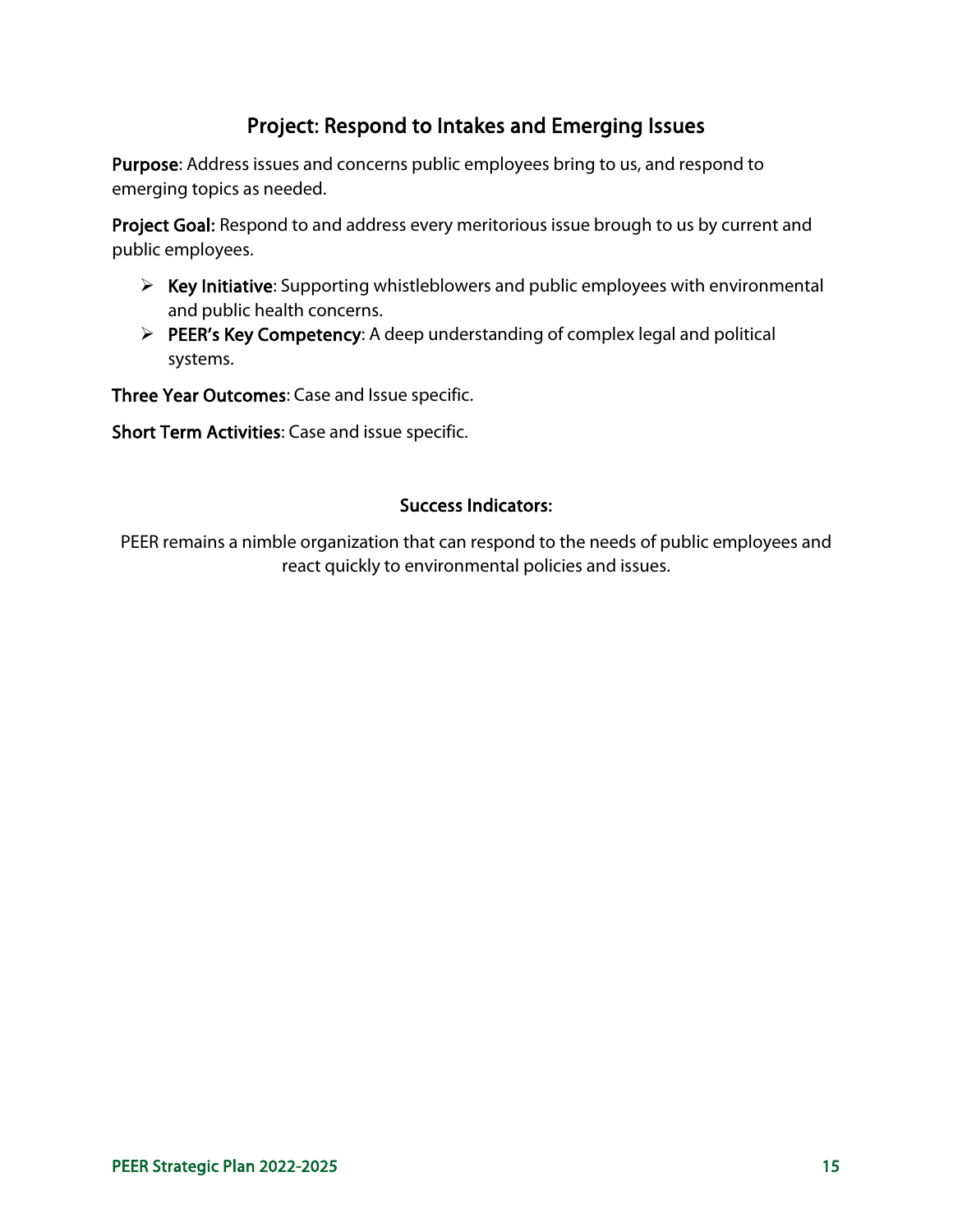## Project: Respond to Intakes and Emerging Issues

**Purpose**: Address issues and concerns public employees bring to us, and respond to emerging topics as needed.

**Project Goal:** Respond to and address every meritorious issue brough to us by current and public employees.

- **Key Initiative**: Supporting whistleblowers and public employees with environmental and public health concerns.
- **PEER's Key Competency**: A deep understanding of complex legal and political systems.

**Three Year Outcomes**: Case and Issue specific.

**Short Term Activities**: Case and issue specific.

**Success Indicators:**

PEER remains a nimble organization that can respond to the needs of public employees and react quickly to environmental policies and issues.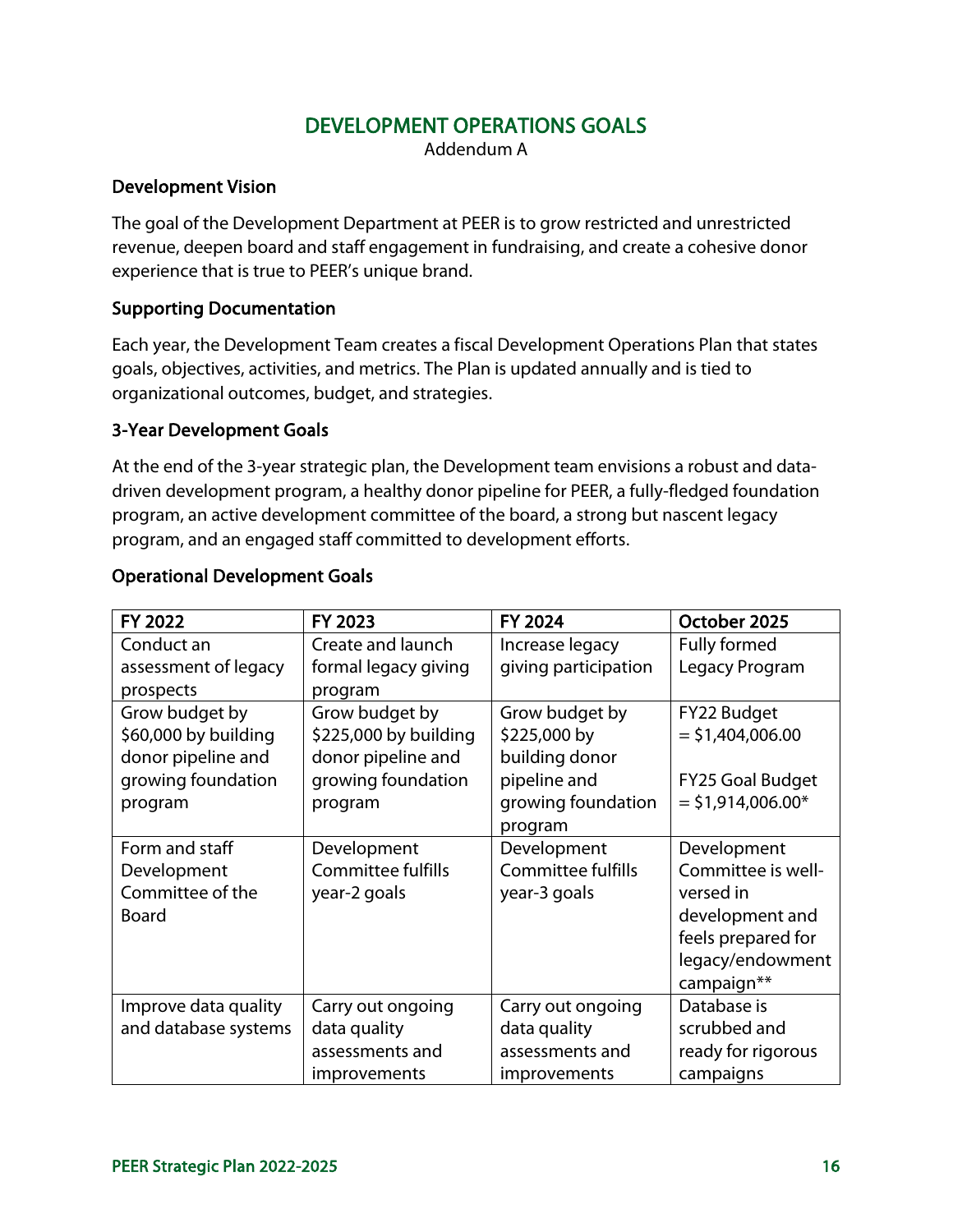# DEVELOPMENT OPERATIONS GOALS

Addendum A

### Development Vision

The goal of the Development Department at PEER is to grow restricted and unrestricted revenue, deepen board and staff engagement in fundraising, and create a cohesive donor experience that is true to PEER's unique brand.

### Supporting Documentation

Each year, the Development Team creates a fiscal Development Operations Plan that states goals, objectives, activities, and metrics. The Plan is updated annually and is tied to organizational outcomes, budget, and strategies.

### 3-Year Development Goals

At the end of the 3-year strategic plan, the Development team envisions a robust and data-driven development program, a healthy donor pipeline for PEER, a fully-fledged foundation program, an active development committee of the board, a strong but nascent legacy program, and an engaged staff committed to development efforts.

### Operational Development Goals

| FY 2022 | FY 2023 | FY 2024 | October 2025 |
|---|---|---|---|
| Conduct an assessment of legacy prospects | Create and launch formal legacy giving program | Increase legacy giving participation | Fully formed Legacy Program |
| Grow budget by $60,000 by building donor pipeline and growing foundation program | Grow budget by $225,000 by building donor pipeline and growing foundation program | Grow budget by $225,000 by building donor pipeline and growing foundation program | FY22 Budget = $1,404,006.00<br><br>FY25 Goal Budget = $1,914,006.00* |
| Form and staff Development Committee of the Board | Development Committee fulfills year-2 goals | Development Committee fulfills year-3 goals | Development Committee is well-versed in development and feels prepared for legacy/endowment campaign** |
| Improve data quality and database systems | Carry out ongoing data quality assessments and improvements | Carry out ongoing data quality assessments and improvements | Database is scrubbed and ready for rigorous campaigns |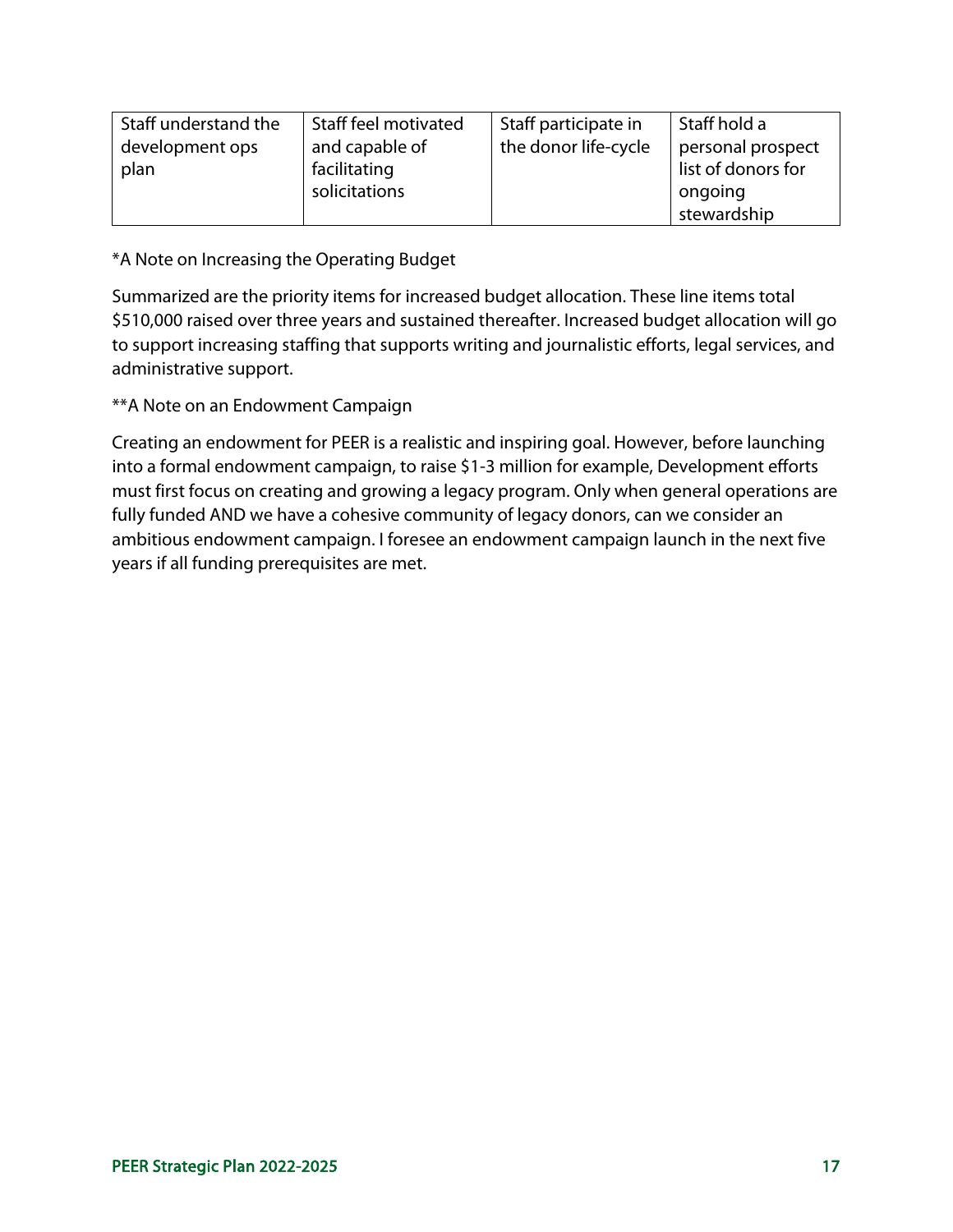| Staff understand the development ops plan | Staff feel motivated and capable of facilitating solicitations | Staff participate in the donor life-cycle | Staff hold a personal prospect list of donors for ongoing stewardship |
|---|---|---|---|

*A Note on Increasing the Operating Budget

Summarized are the priority items for increased budget allocation. These line items total $510,000 raised over three years and sustained thereafter. Increased budget allocation will go to support increasing staffing that supports writing and journalistic efforts, legal services, and administrative support.

**A Note on an Endowment Campaign

Creating an endowment for PEER is a realistic and inspiring goal. However, before launching into a formal endowment campaign, to raise $1-3 million for example, Development efforts must first focus on creating and growing a legacy program. Only when general operations are fully funded AND we have a cohesive community of legacy donors, can we consider an ambitious endowment campaign. I foresee an endowment campaign launch in the next five years if all funding prerequisites are met.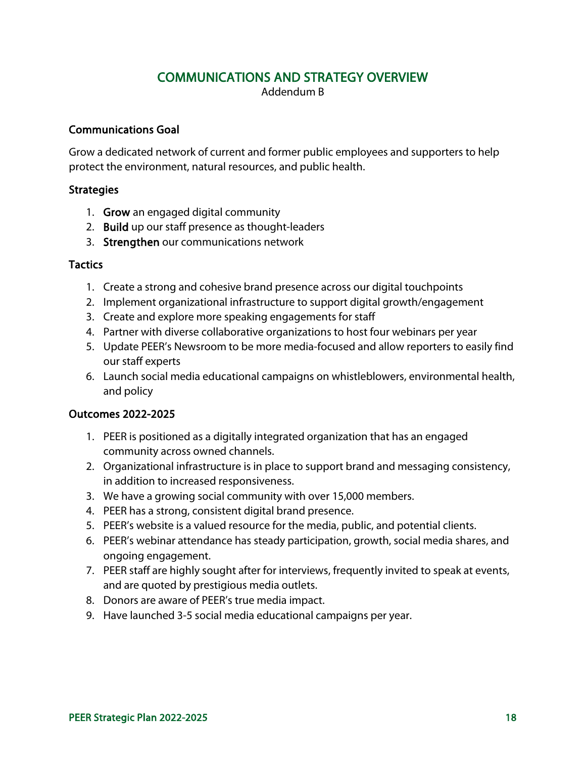# COMMUNICATIONS AND STRATEGY OVERVIEW

Addendum B

## Communications Goal

Grow a dedicated network of current and former public employees and supporters to help protect the environment, natural resources, and public health.

## Strategies

1. **Grow** an engaged digital community
2. **Build** up our staff presence as thought-leaders
3. **Strengthen** our communications network

## Tactics

1. Create a strong and cohesive brand presence across our digital touchpoints
2. Implement organizational infrastructure to support digital growth/engagement
3. Create and explore more speaking engagements for staff
4. Partner with diverse collaborative organizations to host four webinars per year
5. Update PEER's Newsroom to be more media-focused and allow reporters to easily find our staff experts
6. Launch social media educational campaigns on whistleblowers, environmental health, and policy

## Outcomes 2022-2025

1. PEER is positioned as a digitally integrated organization that has an engaged community across owned channels.
2. Organizational infrastructure is in place to support brand and messaging consistency, in addition to increased responsiveness.
3. We have a growing social community with over 15,000 members.
4. PEER has a strong, consistent digital brand presence.
5. PEER's website is a valued resource for the media, public, and potential clients.
6. PEER's webinar attendance has steady participation, growth, social media shares, and ongoing engagement.
7. PEER staff are highly sought after for interviews, frequently invited to speak at events, and are quoted by prestigious media outlets.
8. Donors are aware of PEER's true media impact.
9. Have launched 3-5 social media educational campaigns per year.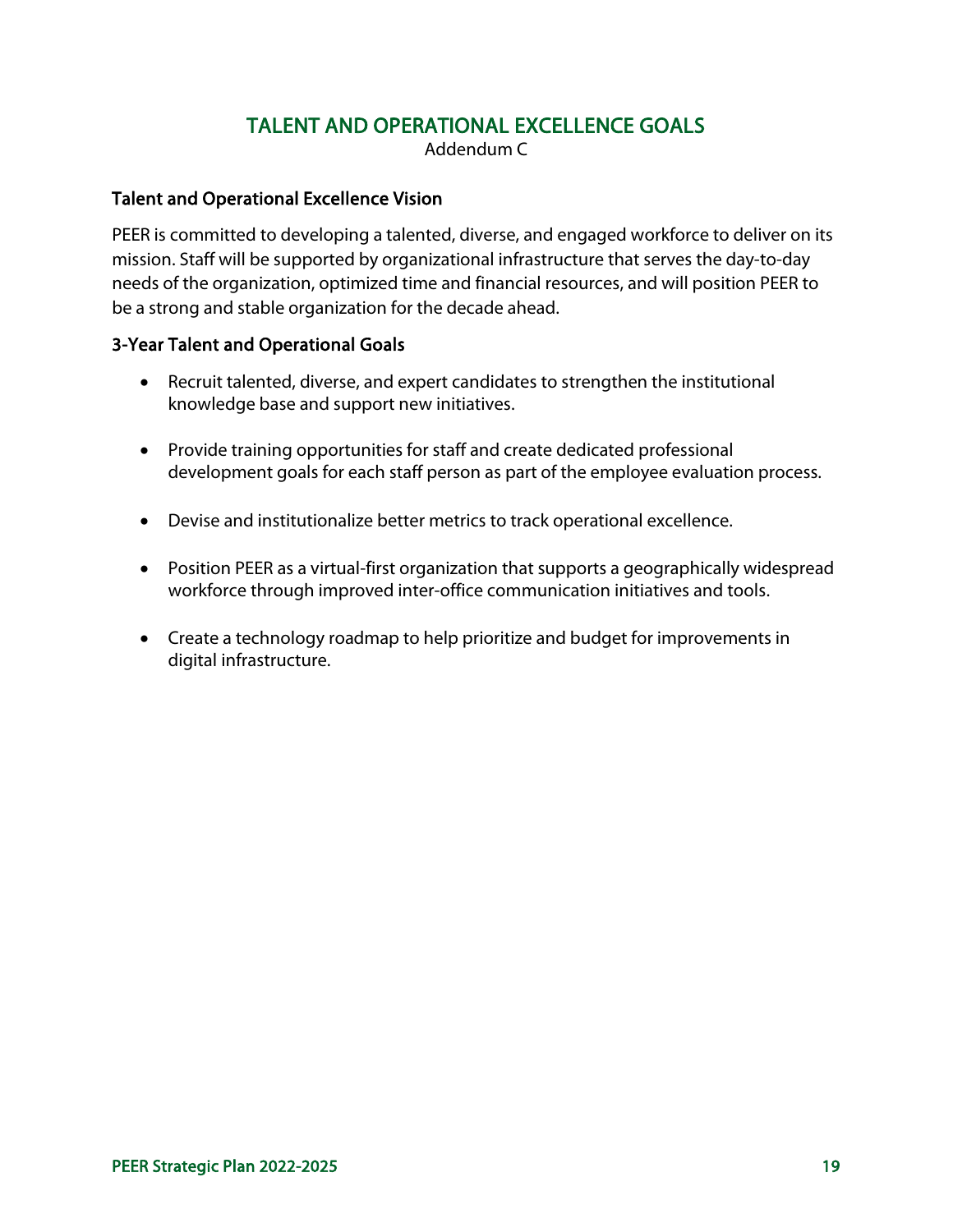# TALENT AND OPERATIONAL EXCELLENCE GOALS

Addendum C

### Talent and Operational Excellence Vision

PEER is committed to developing a talented, diverse, and engaged workforce to deliver on its mission. Staff will be supported by organizational infrastructure that serves the day-to-day needs of the organization, optimized time and financial resources, and will position PEER to be a strong and stable organization for the decade ahead.

### 3-Year Talent and Operational Goals

- Recruit talented, diverse, and expert candidates to strengthen the institutional knowledge base and support new initiatives.
- Provide training opportunities for staff and create dedicated professional development goals for each staff person as part of the employee evaluation process.
- Devise and institutionalize better metrics to track operational excellence.
- Position PEER as a virtual-first organization that supports a geographically widespread workforce through improved inter-office communication initiatives and tools.
- Create a technology roadmap to help prioritize and budget for improvements in digital infrastructure.